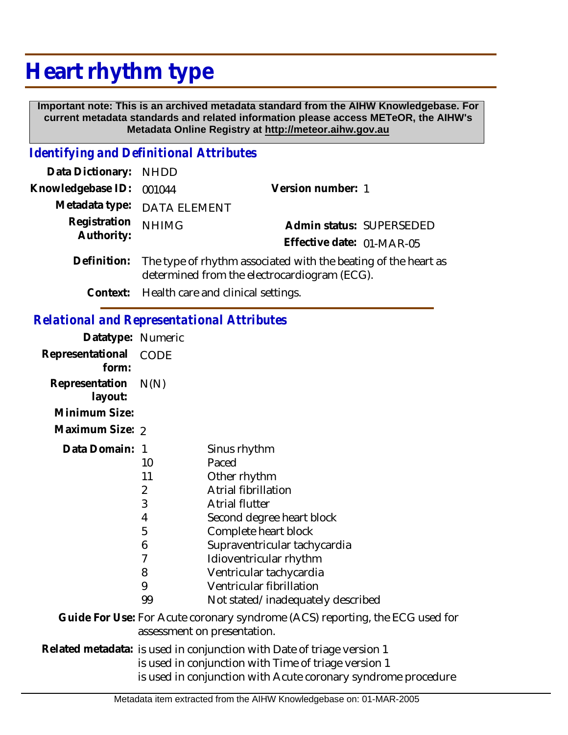# Heart rhythm type

**Important note: This is an archived metadata standard from the AIHW Knowledgebase. For current metadata standards and related information please access METeOR, the AIHW's Metadata Online Registry at http://meteor.aihw.gov.au**

## *Identifying and Definitional Attributes*

**Data Dictionary:** NHDD

**Knowledgebase ID:** 001044

**Version number:** 1

**Metadata type:** DATA ELEMENT

**Registration Authority:** NHIMG

**Admin status:** SUPERSEDED

**Effective date:** 01-MAR-05

**Definition:** The type of rhythm associated with the beating of the heart as determined from the electrocardiogram (ECG).

**Context:** Health care and clinical settings.

## *Relational and Representational Attributes*

**Datatype:** Numeric

**Representational form:** CODE

**Representation layout:** N(N)

**Minimum Size:**

**Maximum Size:** 2

**Data Domain:**

| Code | Description |
|---|---|
| 1 | Sinus rhythm |
| 10 | Paced |
| 11 | Other rhythm |
| 2 | Atrial fibrillation |
| 3 | Atrial flutter |
| 4 | Second degree heart block |
| 5 | Complete heart block |
| 6 | Supraventricular tachycardia |
| 7 | Idioventricular rhythm |
| 8 | Ventricular tachycardia |
| 9 | Ventricular fibrillation |
| 99 | Not stated/inadequately described |

**Guide For Use:** For Acute coronary syndrome (ACS) reporting, the ECG used for assessment on presentation.

**Related metadata:** is used in conjunction with Date of triage version 1
is used in conjunction with Time of triage version 1
is used in conjunction with Acute coronary syndrome procedure

Metadata item extracted from the AIHW Knowledgebase on: 01-MAR-2005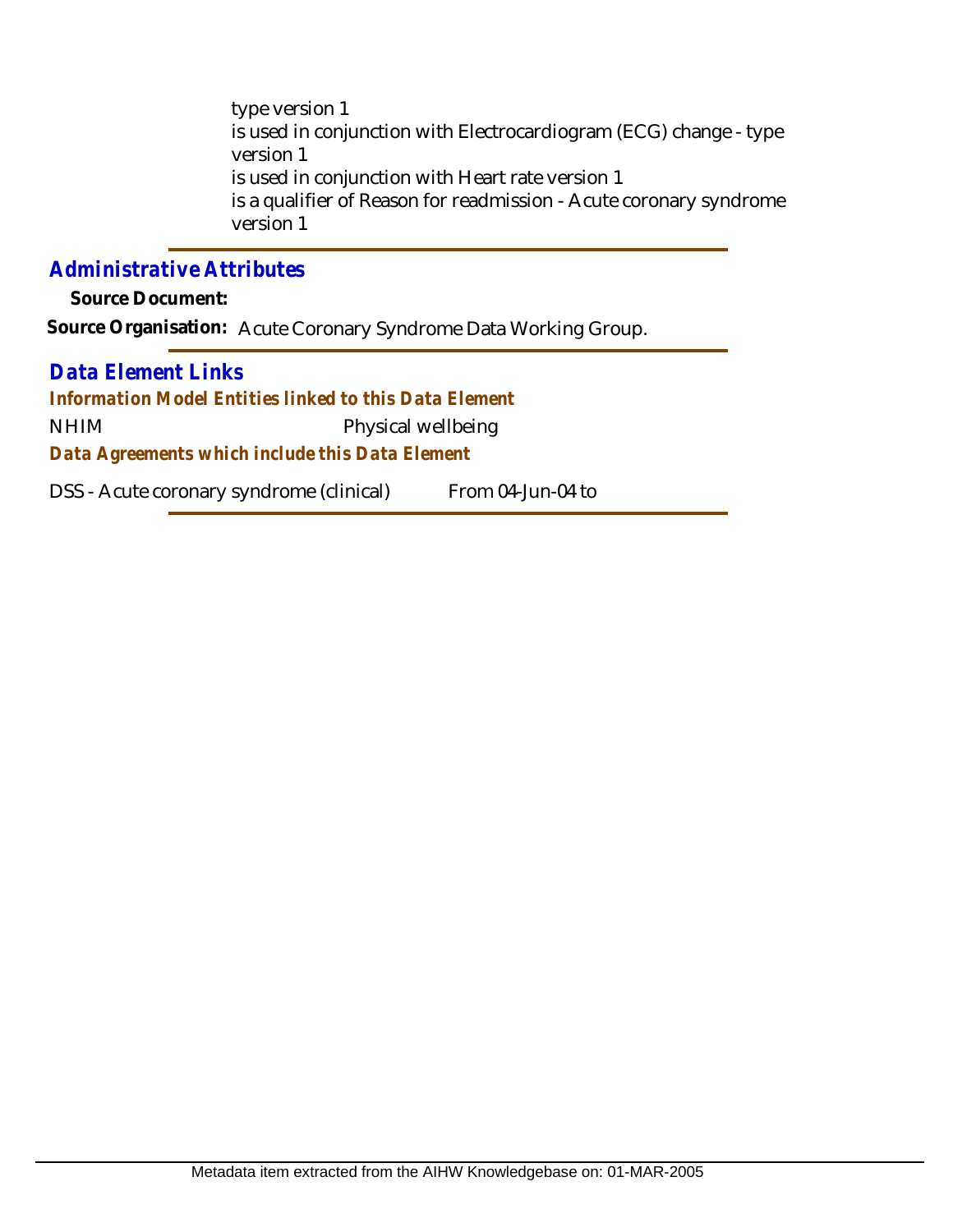type version 1
is used in conjunction with Electrocardiogram (ECG) change - type version 1
is used in conjunction with Heart rate version 1
is a qualifier of Reason for readmission - Acute coronary syndrome version 1

## Administrative Attributes

**Source Document:**

**Source Organisation:** Acute Coronary Syndrome Data Working Group.

## Data Element Links

### Information Model Entities linked to this Data Element

| | |
|---|---|
| NHIM | Physical wellbeing |

### Data Agreements which include this Data Element

| | |
|---|---|
| DSS - Acute coronary syndrome (clinical) | From 04-Jun-04 to |

Metadata item extracted from the AIHW Knowledgebase on: 01-MAR-2005